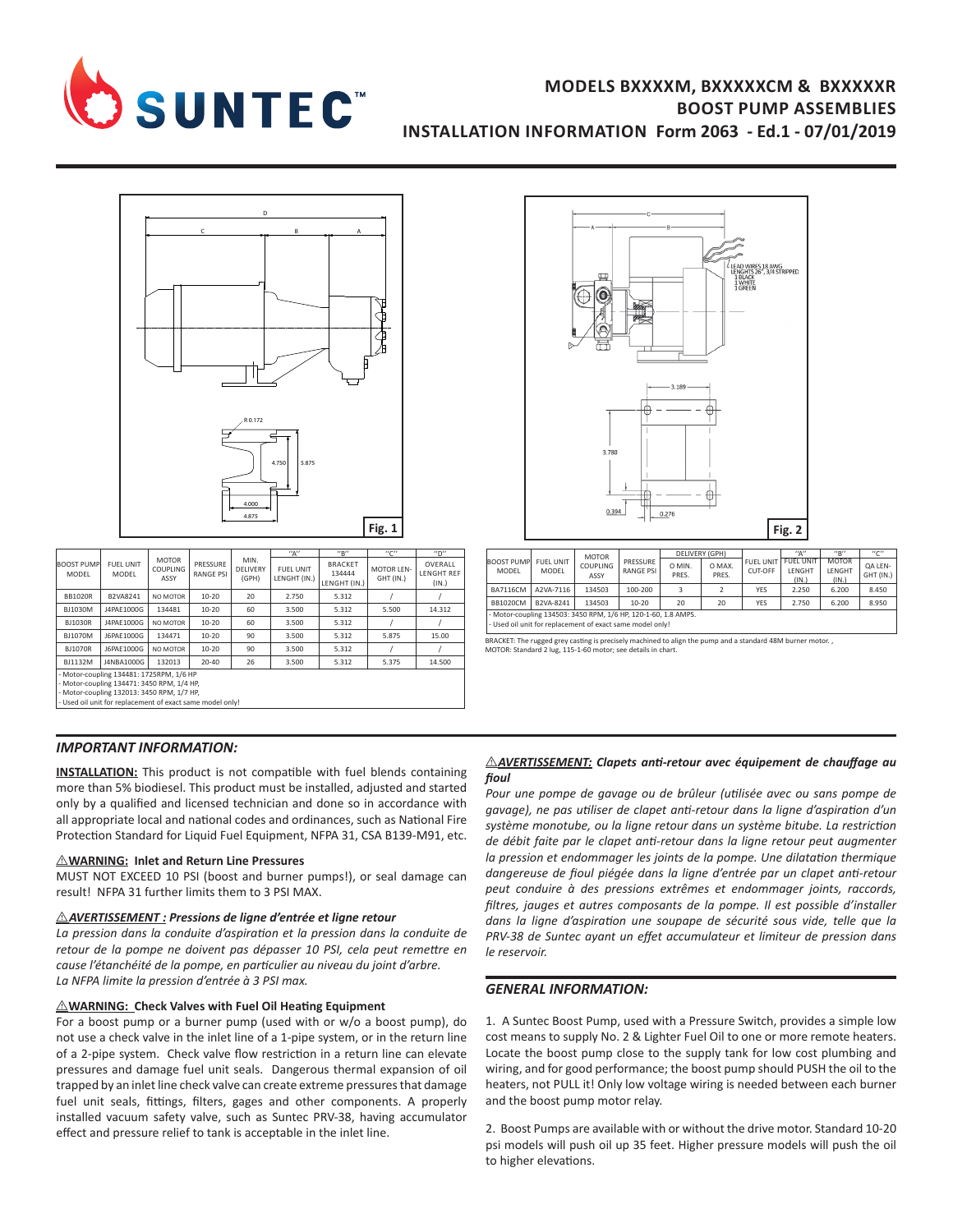# MODELS BXXXXM, BXXXXXCM & BXXXXXR BOOST PUMP ASSEMBLIES

## INSTALLATION INFORMATION Form 2063 - Ed.1 - 07/01/2019

Fig. 1

Fig. 2

| BOOST PUMP MODEL | FUEL UNIT MODEL | MOTOR COUPLING ASSY | PRESSURE RANGE PSI | MIN. DELIVERY (GPH) | "A" FUEL UNIT LENGHT (IN.) | "B" BRACKET 134444 LENGHT (IN.) | "C" MOTOR LENGHT (IN.) | "D" OVERALL LENGHT REF (IN.) |
|---|---|---|---|---|---|---|---|---|
| BB1020R | B2VA8241 | NO MOTOR | 10-20 | 20 | 2.750 | 5.312 | / | / |
| BJ1030M | J4PAE1000G | 134481 | 10-20 | 60 | 3.500 | 5.312 | 5.500 | 14.312 |
| BJ1030R | J4PAE1000G | NO MOTOR | 10-20 | 60 | 3.500 | 5.312 | / | / |
| BJ1070M | J6PAE1000G | 134471 | 10-20 | 90 | 3.500 | 5.312 | 5.875 | 15.00 |
| BJ1070R | J6PAE1000G | NO MOTOR | 10-20 | 90 | 3.500 | 5.312 | / | / |
| BJ1132M | J4NBA1000G | 132013 | 20-40 | 26 | 3.500 | 5.312 | 5.375 | 14.500 |

- Motor-coupling 134481: 1725RPM, 1/6 HP
- Motor-coupling 134471: 3450 RPM, 1/4 HP,
- Motor-coupling 132013: 3450 RPM, 1/7 HP,
- Used oil unit for replacement of exact same model only!

| BOOST PUMP MODEL | FUEL UNIT MODEL | MOTOR COUPLING ASSY | PRESSURE RANGE PSI | DELIVERY (GPH) O MIN. PRES. | DELIVERY (GPH) O MAX. PRES. | FUEL UNIT CUT-OFF | "A" FUEL UNIT LENGHT (IN.) | "B" MOTOR LENGHT (IN.) | "C" OA LENGHT (IN.) |
|---|---|---|---|---|---|---|---|---|---|
| BA7116CM | A2VA-7116 | 134503 | 100-200 | 3 | 2 | YES | 2.250 | 6.200 | 8.450 |
| BB1020CM | B2VA-8241 | 134503 | 10-20 | 20 | 20 | YES | 2.750 | 6.200 | 8.950 |

- Motor-coupling 134503: 3450 RPM, 1/6 HP, 120-1-60, 1.8 AMPS.
- Used oil unit for replacement of exact same model only!

BRACKET: The rugged grey casting is precisely machined to align the pump and a standard 48M burner motor. ,
MOTOR: Standard 2 lug, 115-1-60 motor; see details in chart.

### *IMPORTANT INFORMATION:*

**INSTALLATION:** This product is not compatible with fuel blends containing more than 5% biodiesel. This product must be installed, adjusted and started only by a qualified and licensed technician and done so in accordance with all appropriate local and national codes and ordinances, such as National Fire Protection Standard for Liquid Fuel Equipment, NFPA 31, CSA B139-M91, etc.

**⚠WARNING: Inlet and Return Line Pressures**

MUST NOT EXCEED 10 PSI (boost and burner pumps!), or seal damage can result! NFPA 31 further limits them to 3 PSI MAX.

***⚠AVERTISSEMENT : Pressions de ligne d'entrée et ligne retour***

*La pression dans la conduite d'aspiration et la pression dans la conduite de retour de la pompe ne doivent pas dépasser 10 PSI, cela peut remettre en cause l'étanchéité de la pompe, en particulier au niveau du joint d'arbre. La NFPA limite la pression d'entrée à 3 PSI max.*

**⚠WARNING: Check Valves with Fuel Oil Heating Equipment**

For a boost pump or a burner pump (used with or w/o a boost pump), do not use a check valve in the inlet line of a 1-pipe system, or in the return line of a 2-pipe system. Check valve flow restriction in a return line can elevate pressures and damage fuel unit seals. Dangerous thermal expansion of oil trapped by an inlet line check valve can create extreme pressures that damage fuel unit seals, fittings, filters, gages and other components. A properly installed vacuum safety valve, such as Suntec PRV-38, having accumulator effect and pressure relief to tank is acceptable in the inlet line.

***⚠AVERTISSEMENT: Clapets anti-retour avec équipement de chauffage au fioul***

*Pour une pompe de gavage ou de brûleur (utilisée avec ou sans pompe de gavage), ne pas utiliser de clapet anti-retour dans la ligne d'aspiration d'un système monotube, ou la ligne retour dans un système bitube. La restriction de débit faite par le clapet anti-retour dans la ligne retour peut augmenter la pression et endommager les joints de la pompe. Une dilatation thermique dangereuse de fioul piégée dans la ligne d'entrée par un clapet anti-retour peut conduire à des pressions extrêmes et endommager joints, raccords, filtres, jauges et autres composants de la pompe. Il est possible d'installer dans la ligne d'aspiration une soupape de sécurité sous vide, telle que la PRV-38 de Suntec ayant un effet accumulateur et limiteur de pression dans le reservoir.*

### *GENERAL INFORMATION:*

1. A Suntec Boost Pump, used with a Pressure Switch, provides a simple low cost means to supply No. 2 & Lighter Fuel Oil to one or more remote heaters. Locate the boost pump close to the supply tank for low cost plumbing and wiring, and for good performance; the boost pump should PUSH the oil to the heaters, not PULL it! Only low voltage wiring is needed between each burner and the boost pump motor relay.

2. Boost Pumps are available with or without the drive motor. Standard 10-20 psi models will push oil up 35 feet. Higher pressure models will push the oil to higher elevations.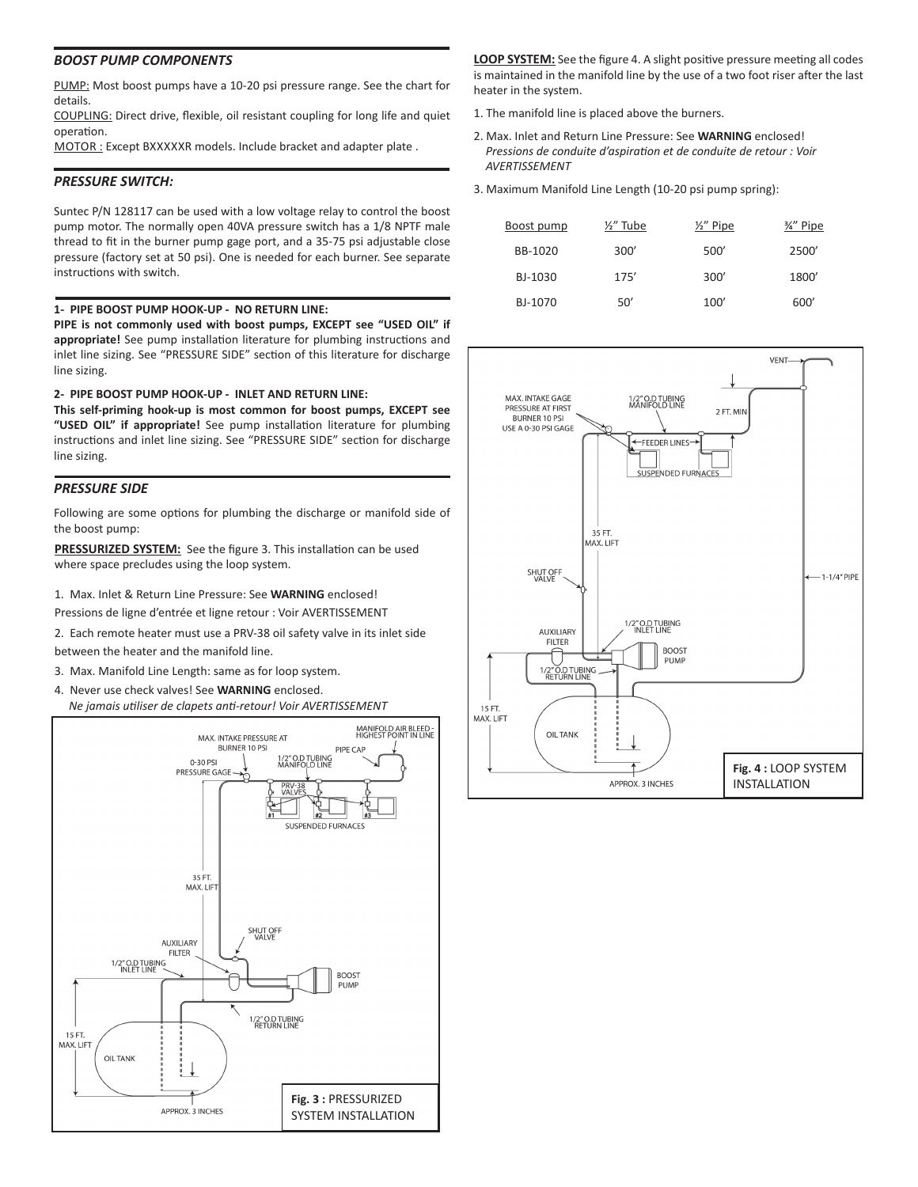## *BOOST PUMP COMPONENTS*

PUMP: Most boost pumps have a 10-20 psi pressure range. See the chart for details.

COUPLING: Direct drive, flexible, oil resistant coupling for long life and quiet operation.

MOTOR : Except BXXXXXR models. Include bracket and adapter plate .

## *PRESSURE SWITCH:*

Suntec P/N 128117 can be used with a low voltage relay to control the boost pump motor. The normally open 40VA pressure switch has a 1/8 NPTF male thread to fit in the burner pump gage port, and a 35-75 psi adjustable close pressure (factory set at 50 psi). One is needed for each burner. See separate instructions with switch.

**1- PIPE BOOST PUMP HOOK-UP - NO RETURN LINE:**

**PIPE is not commonly used with boost pumps, EXCEPT see "USED OIL" if appropriate!** See pump installation literature for plumbing instructions and inlet line sizing. See "PRESSURE SIDE" section of this literature for discharge line sizing.

**2- PIPE BOOST PUMP HOOK-UP - INLET AND RETURN LINE:**

**This self-priming hook-up is most common for boost pumps, EXCEPT see "USED OIL" if appropriate!** See pump installation literature for plumbing instructions and inlet line sizing. See "PRESSURE SIDE" section for discharge line sizing.

## *PRESSURE SIDE*

Following are some options for plumbing the discharge or manifold side of the boost pump:

**PRESSURIZED SYSTEM:** See the figure 3. This installation can be used where space precludes using the loop system.

1. Max. Inlet & Return Line Pressure: See **WARNING** enclosed!
   Pressions de ligne d'entrée et ligne retour : Voir AVERTISSEMENT
2. Each remote heater must use a PRV-38 oil safety valve in its inlet side between the heater and the manifold line.
3. Max. Manifold Line Length: same as for loop system.
4. Never use check valves! See **WARNING** enclosed.
   *Ne jamais utiliser de clapets anti-retour! Voir AVERTISSEMENT*

**Fig. 3 :** PRESSURIZED SYSTEM INSTALLATION

**LOOP SYSTEM:** See the figure 4. A slight positive pressure meeting all codes is maintained in the manifold line by the use of a two foot riser after the last heater in the system.

1. The manifold line is placed above the burners.
2. Max. Inlet and Return Line Pressure: See **WARNING** enclosed!
   *Pressions de conduite d'aspiration et de conduite de retour : Voir AVERTISSEMENT*
3. Maximum Manifold Line Length (10-20 psi pump spring):

| Boost pump | ½" Tube | ½" Pipe | ¾" Pipe |
|---|---|---|---|
| BB-1020 | 300' | 500' | 2500' |
| BJ-1030 | 175' | 300' | 1800' |
| BJ-1070 | 50' | 100' | 600' |

**Fig. 4 :** LOOP SYSTEM INSTALLATION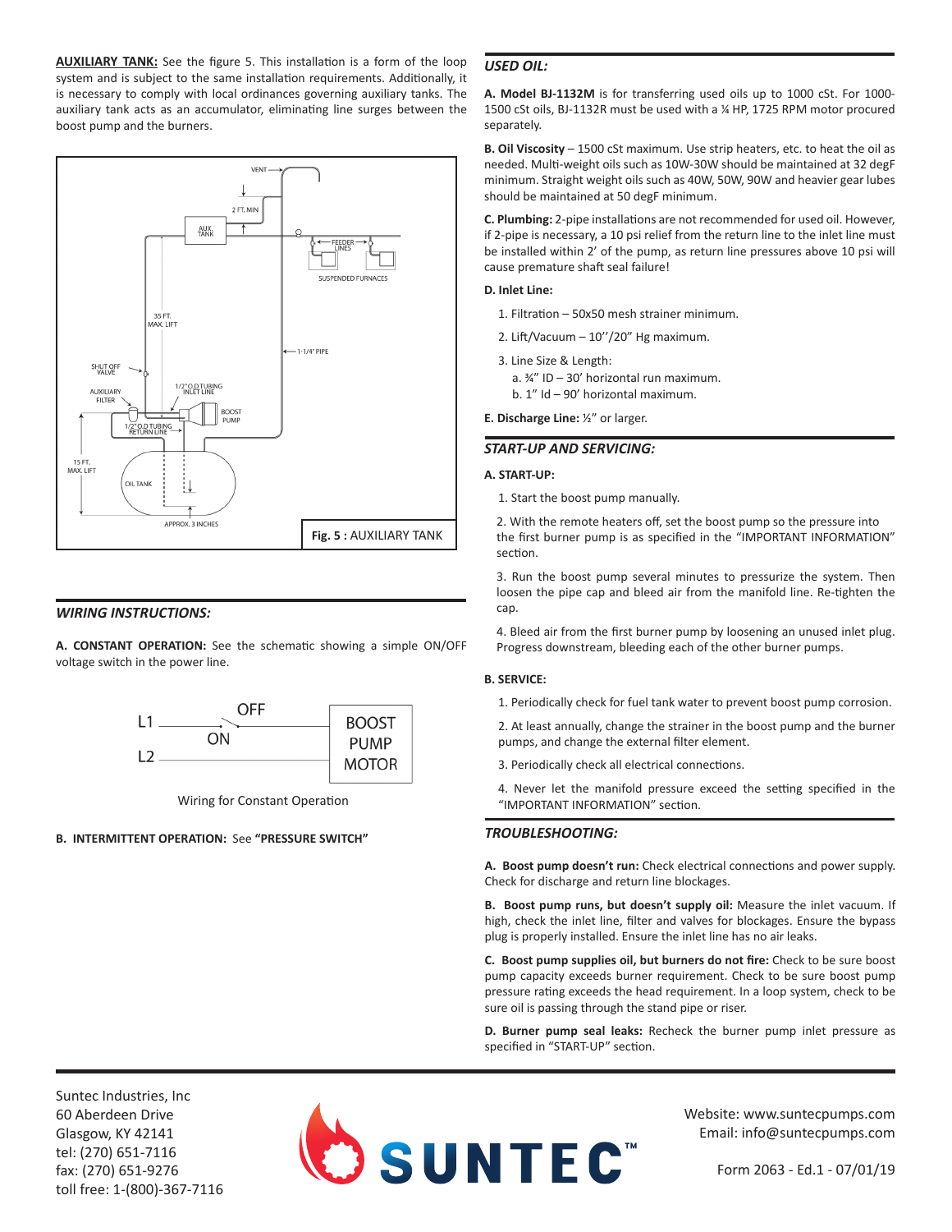**AUXILIARY TANK:** See the figure 5. This installation is a form of the loop system and is subject to the same installation requirements. Additionally, it is necessary to comply with local ordinances governing auxiliary tanks. The auxiliary tank acts as an accumulator, eliminating line surges between the boost pump and the burners.

VENT
2 FT. MIN
AUX. TANK
FEEDER LINES
SUSPENDED FURNACES
35 FT. MAX. LIFT
1-1/4" PIPE
SHUT OFF VALVE
AUXILIARY FILTER
1/2" O.D TUBING INLET LINE
BOOST PUMP
1/2" O.D TUBING RETURN LINE
15 FT. MAX. LIFT
OIL TANK
APPROX. 3 INCHES

**Fig. 5 :** AUXILIARY TANK

## *WIRING INSTRUCTIONS:*

**A. CONSTANT OPERATION:** See the schematic showing a simple ON/OFF voltage switch in the power line.

L1
L2
OFF
ON
BOOST PUMP MOTOR

Wiring for Constant Operation

**B. INTERMITTENT OPERATION:** See **"PRESSURE SWITCH"**

## *USED OIL:*

**A. Model BJ-1132M** is for transferring used oils up to 1000 cSt. For 1000-1500 cSt oils, BJ-1132R must be used with a ¼ HP, 1725 RPM motor procured separately.

**B. Oil Viscosity** – 1500 cSt maximum. Use strip heaters, etc. to heat the oil as needed. Multi-weight oils such as 10W-30W should be maintained at 32 degF minimum. Straight weight oils such as 40W, 50W, 90W and heavier gear lubes should be maintained at 50 degF minimum.

**C. Plumbing:** 2-pipe installations are not recommended for used oil. However, if 2-pipe is necessary, a 10 psi relief from the return line to the inlet line must be installed within 2' of the pump, as return line pressures above 10 psi will cause premature shaft seal failure!

**D. Inlet Line:**

1. Filtration – 50x50 mesh strainer minimum.
2. Lift/Vacuum – 10''/20" Hg maximum.
3. Line Size & Length:
   a. ¾" ID – 30' horizontal run maximum.
   b. 1" Id – 90' horizontal maximum.

**E. Discharge Line:** ½" or larger.

## *START-UP AND SERVICING:*

**A. START-UP:**

1. Start the boost pump manually.
2. With the remote heaters off, set the boost pump so the pressure into the first burner pump is as specified in the "IMPORTANT INFORMATION" section.
3. Run the boost pump several minutes to pressurize the system. Then loosen the pipe cap and bleed air from the manifold line. Re-tighten the cap.
4. Bleed air from the first burner pump by loosening an unused inlet plug. Progress downstream, bleeding each of the other burner pumps.

**B. SERVICE:**

1. Periodically check for fuel tank water to prevent boost pump corrosion.
2. At least annually, change the strainer in the boost pump and the burner pumps, and change the external filter element.
3. Periodically check all electrical connections.
4. Never let the manifold pressure exceed the setting specified in the "IMPORTANT INFORMATION" section.

## *TROUBLESHOOTING:*

**A. Boost pump doesn't run:** Check electrical connections and power supply. Check for discharge and return line blockages.

**B. Boost pump runs, but doesn't supply oil:** Measure the inlet vacuum. If high, check the inlet line, filter and valves for blockages. Ensure the bypass plug is properly installed. Ensure the inlet line has no air leaks.

**C. Boost pump supplies oil, but burners do not fire:** Check to be sure boost pump capacity exceeds burner requirement. Check to be sure boost pump pressure rating exceeds the head requirement. In a loop system, check to be sure oil is passing through the stand pipe or riser.

**D. Burner pump seal leaks:** Recheck the burner pump inlet pressure as specified in "START-UP" section.

Suntec Industries, Inc
60 Aberdeen Drive
Glasgow, KY 42141
tel: (270) 651-7116
fax: (270) 651-9276
toll free: 1-(800)-367-7116

SUNTEC™

Website: www.suntecpumps.com
Email: info@suntecpumps.com

Form 2063 - Ed.1 - 07/01/19